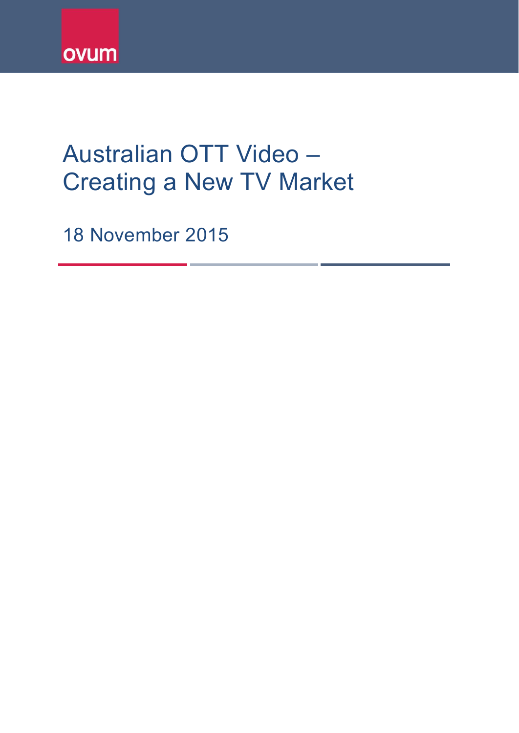ovum

# Australian OTT Video – Creating a New TV Market

18 November 2015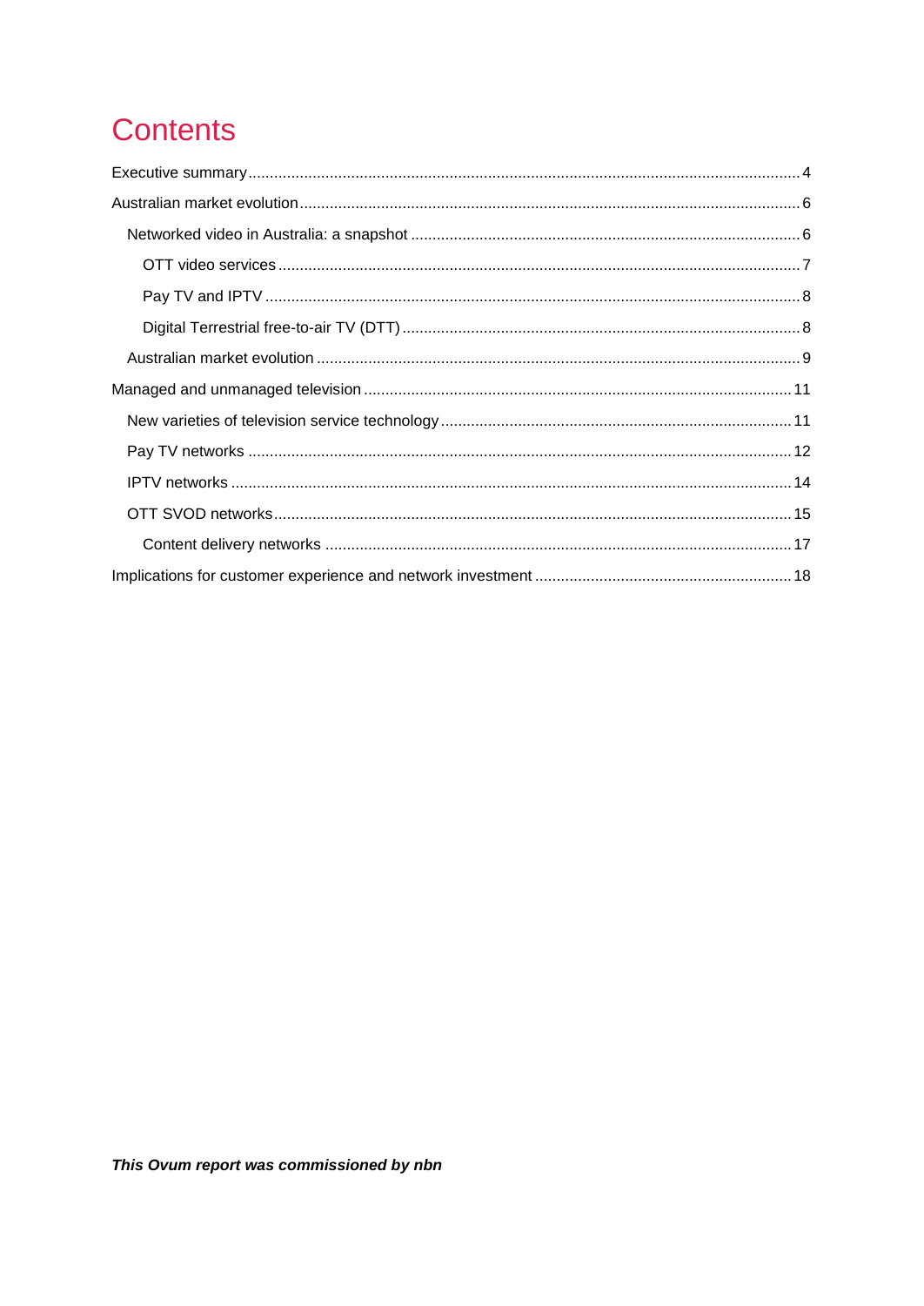# Contents

- Executive summary ... 4
- Australian market evolution ... 6
  - Networked video in Australia: a snapshot ... 6
    - OTT video services ... 7
    - Pay TV and IPTV ... 8
    - Digital Terrestrial free-to-air TV (DTT) ... 8
  - Australian market evolution ... 9
- Managed and unmanaged television ... 11
  - New varieties of television service technology ... 11
  - Pay TV networks ... 12
  - IPTV networks ... 14
  - OTT SVOD networks ... 15
    - Content delivery networks ... 17
- Implications for customer experience and network investment ... 18

***This Ovum report was commissioned by nbn***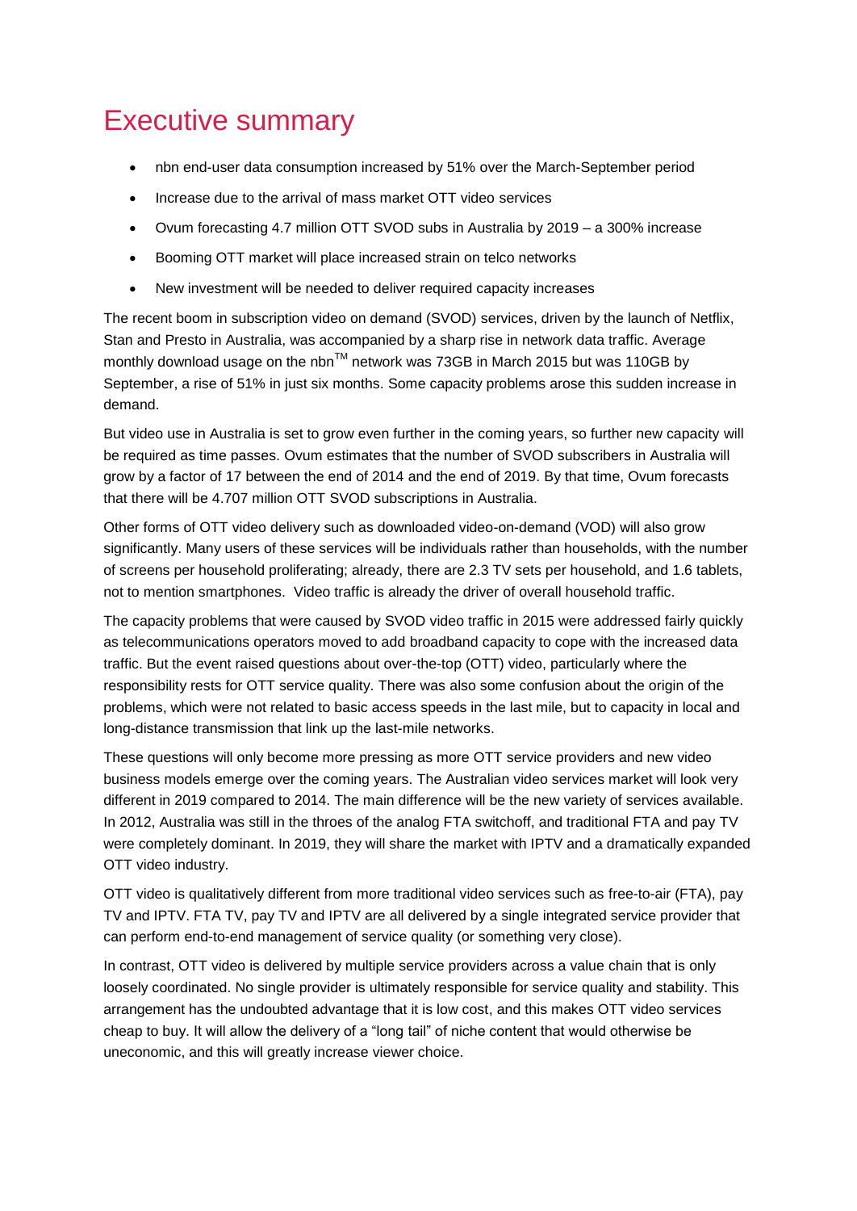# Executive summary

- nbn end-user data consumption increased by 51% over the March-September period
- Increase due to the arrival of mass market OTT video services
- Ovum forecasting 4.7 million OTT SVOD subs in Australia by 2019 – a 300% increase
- Booming OTT market will place increased strain on telco networks
- New investment will be needed to deliver required capacity increases

The recent boom in subscription video on demand (SVOD) services, driven by the launch of Netflix, Stan and Presto in Australia, was accompanied by a sharp rise in network data traffic. Average monthly download usage on the nbn™ network was 73GB in March 2015 but was 110GB by September, a rise of 51% in just six months. Some capacity problems arose this sudden increase in demand.

But video use in Australia is set to grow even further in the coming years, so further new capacity will be required as time passes. Ovum estimates that the number of SVOD subscribers in Australia will grow by a factor of 17 between the end of 2014 and the end of 2019. By that time, Ovum forecasts that there will be 4.707 million OTT SVOD subscriptions in Australia.

Other forms of OTT video delivery such as downloaded video-on-demand (VOD) will also grow significantly. Many users of these services will be individuals rather than households, with the number of screens per household proliferating; already, there are 2.3 TV sets per household, and 1.6 tablets, not to mention smartphones. Video traffic is already the driver of overall household traffic.

The capacity problems that were caused by SVOD video traffic in 2015 were addressed fairly quickly as telecommunications operators moved to add broadband capacity to cope with the increased data traffic. But the event raised questions about over-the-top (OTT) video, particularly where the responsibility rests for OTT service quality. There was also some confusion about the origin of the problems, which were not related to basic access speeds in the last mile, but to capacity in local and long-distance transmission that link up the last-mile networks.

These questions will only become more pressing as more OTT service providers and new video business models emerge over the coming years. The Australian video services market will look very different in 2019 compared to 2014. The main difference will be the new variety of services available. In 2012, Australia was still in the throes of the analog FTA switchoff, and traditional FTA and pay TV were completely dominant. In 2019, they will share the market with IPTV and a dramatically expanded OTT video industry.

OTT video is qualitatively different from more traditional video services such as free-to-air (FTA), pay TV and IPTV. FTA TV, pay TV and IPTV are all delivered by a single integrated service provider that can perform end-to-end management of service quality (or something very close).

In contrast, OTT video is delivered by multiple service providers across a value chain that is only loosely coordinated. No single provider is ultimately responsible for service quality and stability. This arrangement has the undoubted advantage that it is low cost, and this makes OTT video services cheap to buy. It will allow the delivery of a "long tail" of niche content that would otherwise be uneconomic, and this will greatly increase viewer choice.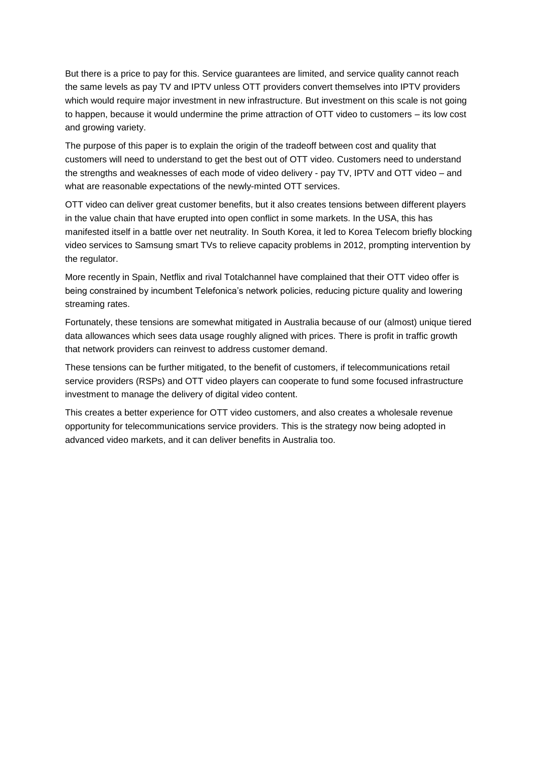But there is a price to pay for this. Service guarantees are limited, and service quality cannot reach the same levels as pay TV and IPTV unless OTT providers convert themselves into IPTV providers which would require major investment in new infrastructure. But investment on this scale is not going to happen, because it would undermine the prime attraction of OTT video to customers – its low cost and growing variety.

The purpose of this paper is to explain the origin of the tradeoff between cost and quality that customers will need to understand to get the best out of OTT video. Customers need to understand the strengths and weaknesses of each mode of video delivery - pay TV, IPTV and OTT video – and what are reasonable expectations of the newly-minted OTT services.

OTT video can deliver great customer benefits, but it also creates tensions between different players in the value chain that have erupted into open conflict in some markets. In the USA, this has manifested itself in a battle over net neutrality. In South Korea, it led to Korea Telecom briefly blocking video services to Samsung smart TVs to relieve capacity problems in 2012, prompting intervention by the regulator.

More recently in Spain, Netflix and rival Totalchannel have complained that their OTT video offer is being constrained by incumbent Telefonica's network policies, reducing picture quality and lowering streaming rates.

Fortunately, these tensions are somewhat mitigated in Australia because of our (almost) unique tiered data allowances which sees data usage roughly aligned with prices. There is profit in traffic growth that network providers can reinvest to address customer demand.

These tensions can be further mitigated, to the benefit of customers, if telecommunications retail service providers (RSPs) and OTT video players can cooperate to fund some focused infrastructure investment to manage the delivery of digital video content.

This creates a better experience for OTT video customers, and also creates a wholesale revenue opportunity for telecommunications service providers. This is the strategy now being adopted in advanced video markets, and it can deliver benefits in Australia too.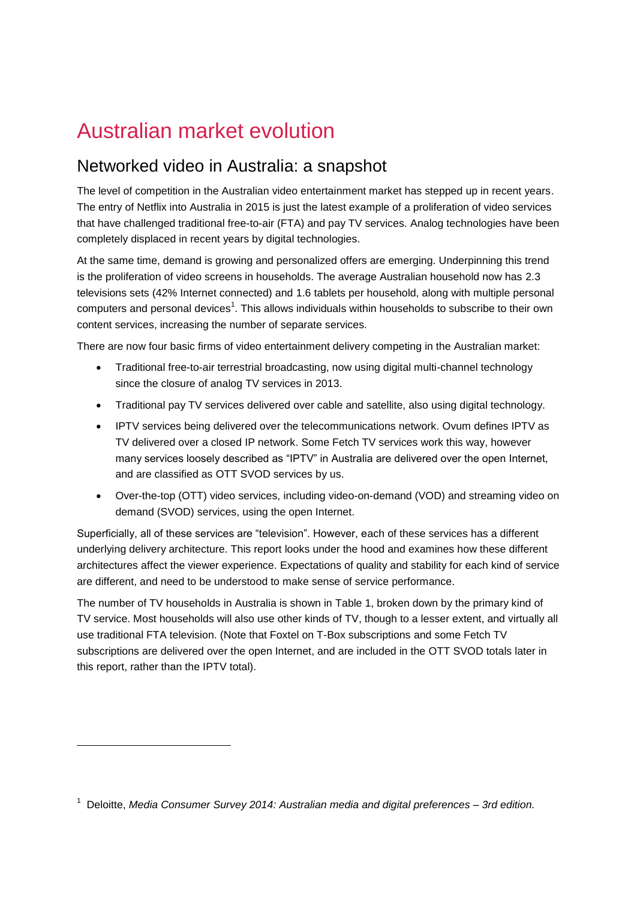# Australian market evolution

## Networked video in Australia: a snapshot

The level of competition in the Australian video entertainment market has stepped up in recent years. The entry of Netflix into Australia in 2015 is just the latest example of a proliferation of video services that have challenged traditional free-to-air (FTA) and pay TV services. Analog technologies have been completely displaced in recent years by digital technologies.

At the same time, demand is growing and personalized offers are emerging. Underpinning this trend is the proliferation of video screens in households. The average Australian household now has 2.3 televisions sets (42% Internet connected) and 1.6 tablets per household, along with multiple personal computers and personal devices[1]. This allows individuals within households to subscribe to their own content services, increasing the number of separate services.

There are now four basic firms of video entertainment delivery competing in the Australian market:

- Traditional free-to-air terrestrial broadcasting, now using digital multi-channel technology since the closure of analog TV services in 2013.
- Traditional pay TV services delivered over cable and satellite, also using digital technology.
- IPTV services being delivered over the telecommunications network. Ovum defines IPTV as TV delivered over a closed IP network. Some Fetch TV services work this way, however many services loosely described as "IPTV" in Australia are delivered over the open Internet, and are classified as OTT SVOD services by us.
- Over-the-top (OTT) video services, including video-on-demand (VOD) and streaming video on demand (SVOD) services, using the open Internet.

Superficially, all of these services are "television". However, each of these services has a different underlying delivery architecture. This report looks under the hood and examines how these different architectures affect the viewer experience. Expectations of quality and stability for each kind of service are different, and need to be understood to make sense of service performance.

The number of TV households in Australia is shown in Table 1, broken down by the primary kind of TV service. Most households will also use other kinds of TV, though to a lesser extent, and virtually all use traditional FTA television. (Note that Foxtel on T-Box subscriptions and some Fetch TV subscriptions are delivered over the open Internet, and are included in the OTT SVOD totals later in this report, rather than the IPTV total).

---

[1] Deloitte, *Media Consumer Survey 2014: Australian media and digital preferences – 3rd edition.*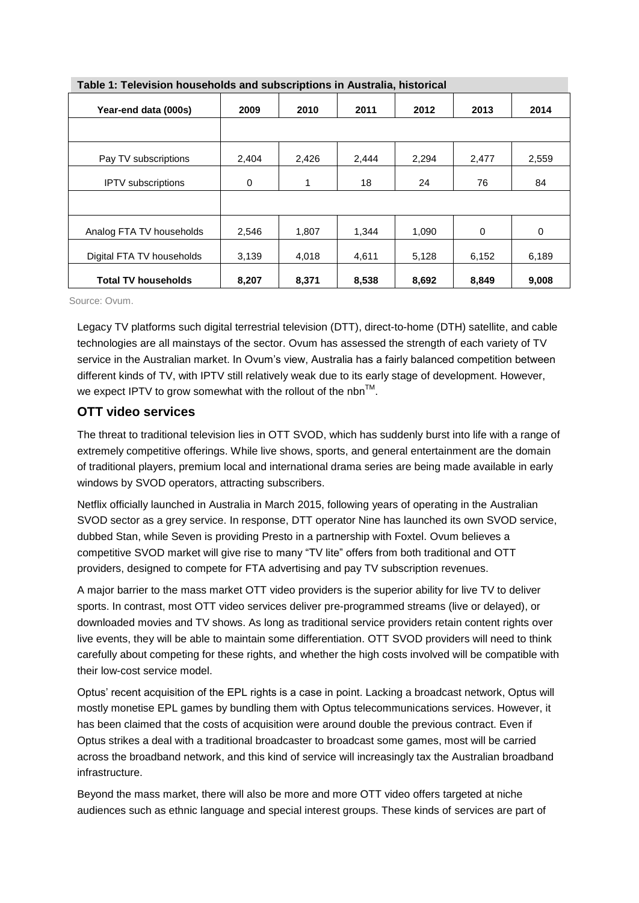**Table 1: Television households and subscriptions in Australia, historical**

| Year-end data (000s) | 2009 | 2010 | 2011 | 2012 | 2013 | 2014 |
|---|---|---|---|---|---|---|
| | | | | | | |
| Pay TV subscriptions | 2,404 | 2,426 | 2,444 | 2,294 | 2,477 | 2,559 |
| IPTV subscriptions | 0 | 1 | 18 | 24 | 76 | 84 |
| | | | | | | |
| Analog FTA TV households | 2,546 | 1,807 | 1,344 | 1,090 | 0 | 0 |
| Digital FTA TV households | 3,139 | 4,018 | 4,611 | 5,128 | 6,152 | 6,189 |
| **Total TV households** | **8,207** | **8,371** | **8,538** | **8,692** | **8,849** | **9,008** |

Source: Ovum.

Legacy TV platforms such digital terrestrial television (DTT), direct-to-home (DTH) satellite, and cable technologies are all mainstays of the sector. Ovum has assessed the strength of each variety of TV service in the Australian market. In Ovum's view, Australia has a fairly balanced competition between different kinds of TV, with IPTV still relatively weak due to its early stage of development. However, we expect IPTV to grow somewhat with the rollout of the nbn™.

## OTT video services

The threat to traditional television lies in OTT SVOD, which has suddenly burst into life with a range of extremely competitive offerings. While live shows, sports, and general entertainment are the domain of traditional players, premium local and international drama series are being made available in early windows by SVOD operators, attracting subscribers.

Netflix officially launched in Australia in March 2015, following years of operating in the Australian SVOD sector as a grey service. In response, DTT operator Nine has launched its own SVOD service, dubbed Stan, while Seven is providing Presto in a partnership with Foxtel. Ovum believes a competitive SVOD market will give rise to many "TV lite" offers from both traditional and OTT providers, designed to compete for FTA advertising and pay TV subscription revenues.

A major barrier to the mass market OTT video providers is the superior ability for live TV to deliver sports. In contrast, most OTT video services deliver pre-programmed streams (live or delayed), or downloaded movies and TV shows. As long as traditional service providers retain content rights over live events, they will be able to maintain some differentiation. OTT SVOD providers will need to think carefully about competing for these rights, and whether the high costs involved will be compatible with their low-cost service model.

Optus' recent acquisition of the EPL rights is a case in point. Lacking a broadcast network, Optus will mostly monetise EPL games by bundling them with Optus telecommunications services. However, it has been claimed that the costs of acquisition were around double the previous contract. Even if Optus strikes a deal with a traditional broadcaster to broadcast some games, most will be carried across the broadband network, and this kind of service will increasingly tax the Australian broadband infrastructure.

Beyond the mass market, there will also be more and more OTT video offers targeted at niche audiences such as ethnic language and special interest groups. These kinds of services are part of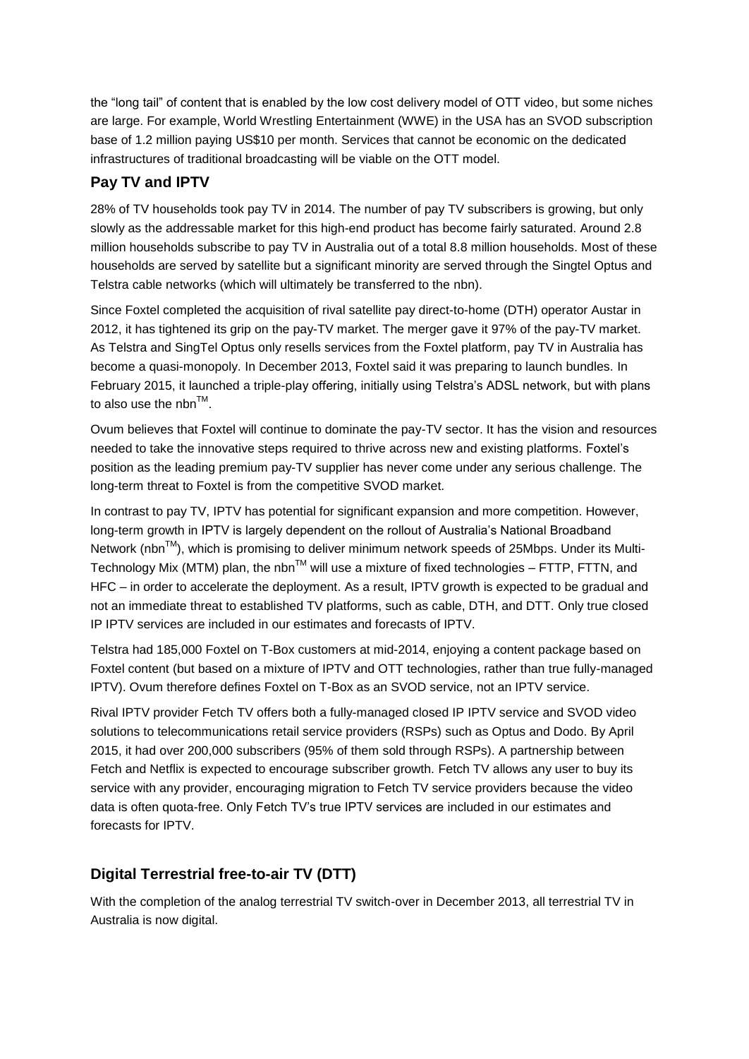the "long tail" of content that is enabled by the low cost delivery model of OTT video, but some niches are large. For example, World Wrestling Entertainment (WWE) in the USA has an SVOD subscription base of 1.2 million paying US$10 per month. Services that cannot be economic on the dedicated infrastructures of traditional broadcasting will be viable on the OTT model.

## Pay TV and IPTV

28% of TV households took pay TV in 2014. The number of pay TV subscribers is growing, but only slowly as the addressable market for this high-end product has become fairly saturated. Around 2.8 million households subscribe to pay TV in Australia out of a total 8.8 million households. Most of these households are served by satellite but a significant minority are served through the Singtel Optus and Telstra cable networks (which will ultimately be transferred to the nbn).

Since Foxtel completed the acquisition of rival satellite pay direct-to-home (DTH) operator Austar in 2012, it has tightened its grip on the pay-TV market. The merger gave it 97% of the pay-TV market. As Telstra and SingTel Optus only resells services from the Foxtel platform, pay TV in Australia has become a quasi-monopoly. In December 2013, Foxtel said it was preparing to launch bundles. In February 2015, it launched a triple-play offering, initially using Telstra's ADSL network, but with plans to also use the nbn™.

Ovum believes that Foxtel will continue to dominate the pay-TV sector. It has the vision and resources needed to take the innovative steps required to thrive across new and existing platforms. Foxtel's position as the leading premium pay-TV supplier has never come under any serious challenge. The long-term threat to Foxtel is from the competitive SVOD market.

In contrast to pay TV, IPTV has potential for significant expansion and more competition. However, long-term growth in IPTV is largely dependent on the rollout of Australia's National Broadband Network (nbn™), which is promising to deliver minimum network speeds of 25Mbps. Under its Multi-Technology Mix (MTM) plan, the nbn™ will use a mixture of fixed technologies – FTTP, FTTN, and HFC – in order to accelerate the deployment. As a result, IPTV growth is expected to be gradual and not an immediate threat to established TV platforms, such as cable, DTH, and DTT. Only true closed IP IPTV services are included in our estimates and forecasts of IPTV.

Telstra had 185,000 Foxtel on T-Box customers at mid-2014, enjoying a content package based on Foxtel content (but based on a mixture of IPTV and OTT technologies, rather than true fully-managed IPTV). Ovum therefore defines Foxtel on T-Box as an SVOD service, not an IPTV service.

Rival IPTV provider Fetch TV offers both a fully-managed closed IP IPTV service and SVOD video solutions to telecommunications retail service providers (RSPs) such as Optus and Dodo. By April 2015, it had over 200,000 subscribers (95% of them sold through RSPs). A partnership between Fetch and Netflix is expected to encourage subscriber growth. Fetch TV allows any user to buy its service with any provider, encouraging migration to Fetch TV service providers because the video data is often quota-free. Only Fetch TV's true IPTV services are included in our estimates and forecasts for IPTV.

## Digital Terrestrial free-to-air TV (DTT)

With the completion of the analog terrestrial TV switch-over in December 2013, all terrestrial TV in Australia is now digital.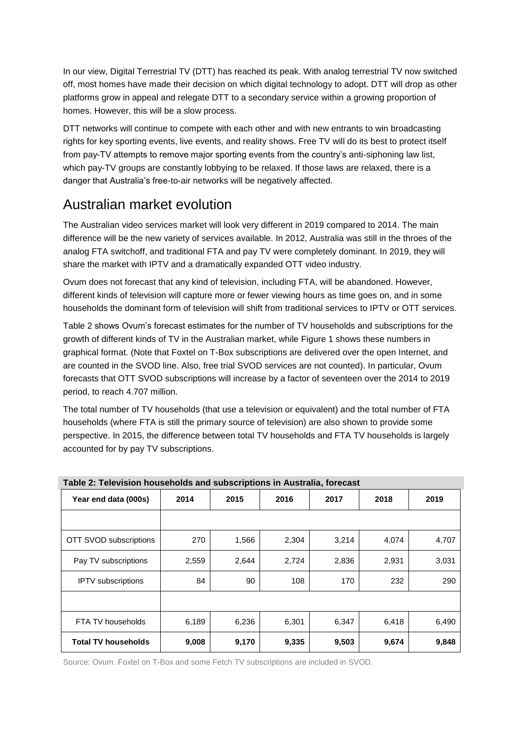In our view, Digital Terrestrial TV (DTT) has reached its peak. With analog terrestrial TV now switched off, most homes have made their decision on which digital technology to adopt. DTT will drop as other platforms grow in appeal and relegate DTT to a secondary service within a growing proportion of homes. However, this will be a slow process.

DTT networks will continue to compete with each other and with new entrants to win broadcasting rights for key sporting events, live events, and reality shows. Free TV will do its best to protect itself from pay-TV attempts to remove major sporting events from the country's anti-siphoning law list, which pay-TV groups are constantly lobbying to be relaxed. If those laws are relaxed, there is a danger that Australia's free-to-air networks will be negatively affected.

## Australian market evolution

The Australian video services market will look very different in 2019 compared to 2014. The main difference will be the new variety of services available. In 2012, Australia was still in the throes of the analog FTA switchoff, and traditional FTA and pay TV were completely dominant. In 2019, they will share the market with IPTV and a dramatically expanded OTT video industry.

Ovum does not forecast that any kind of television, including FTA, will be abandoned. However, different kinds of television will capture more or fewer viewing hours as time goes on, and in some households the dominant form of television will shift from traditional services to IPTV or OTT services.

Table 2 shows Ovum's forecast estimates for the number of TV households and subscriptions for the growth of different kinds of TV in the Australian market, while Figure 1 shows these numbers in graphical format. (Note that Foxtel on T-Box subscriptions are delivered over the open Internet, and are counted in the SVOD line. Also, free trial SVOD services are not counted). In particular, Ovum forecasts that OTT SVOD subscriptions will increase by a factor of seventeen over the 2014 to 2019 period, to reach 4.707 million.

The total number of TV households (that use a television or equivalent) and the total number of FTA households (where FTA is still the primary source of television) are also shown to provide some perspective. In 2015, the difference between total TV households and FTA TV households is largely accounted for by pay TV subscriptions.

**Table 2: Television households and subscriptions in Australia, forecast**

| Year end data (000s) | 2014 | 2015 | 2016 | 2017 | 2018 | 2019 |
|---|---|---|---|---|---|---|
| | | | | | | |
| OTT SVOD subscriptions | 270 | 1,566 | 2,304 | 3,214 | 4,074 | 4,707 |
| Pay TV subscriptions | 2,559 | 2,644 | 2,724 | 2,836 | 2,931 | 3,031 |
| IPTV subscriptions | 84 | 90 | 108 | 170 | 232 | 290 |
| | | | | | | |
| FTA TV households | 6,189 | 6,236 | 6,301 | 6,347 | 6,418 | 6,490 |
| **Total TV households** | **9,008** | **9,170** | **9,335** | **9,503** | **9,674** | **9,848** |

Source: Ovum. Foxtel on T-Box and some Fetch TV subscriptions are included in SVOD.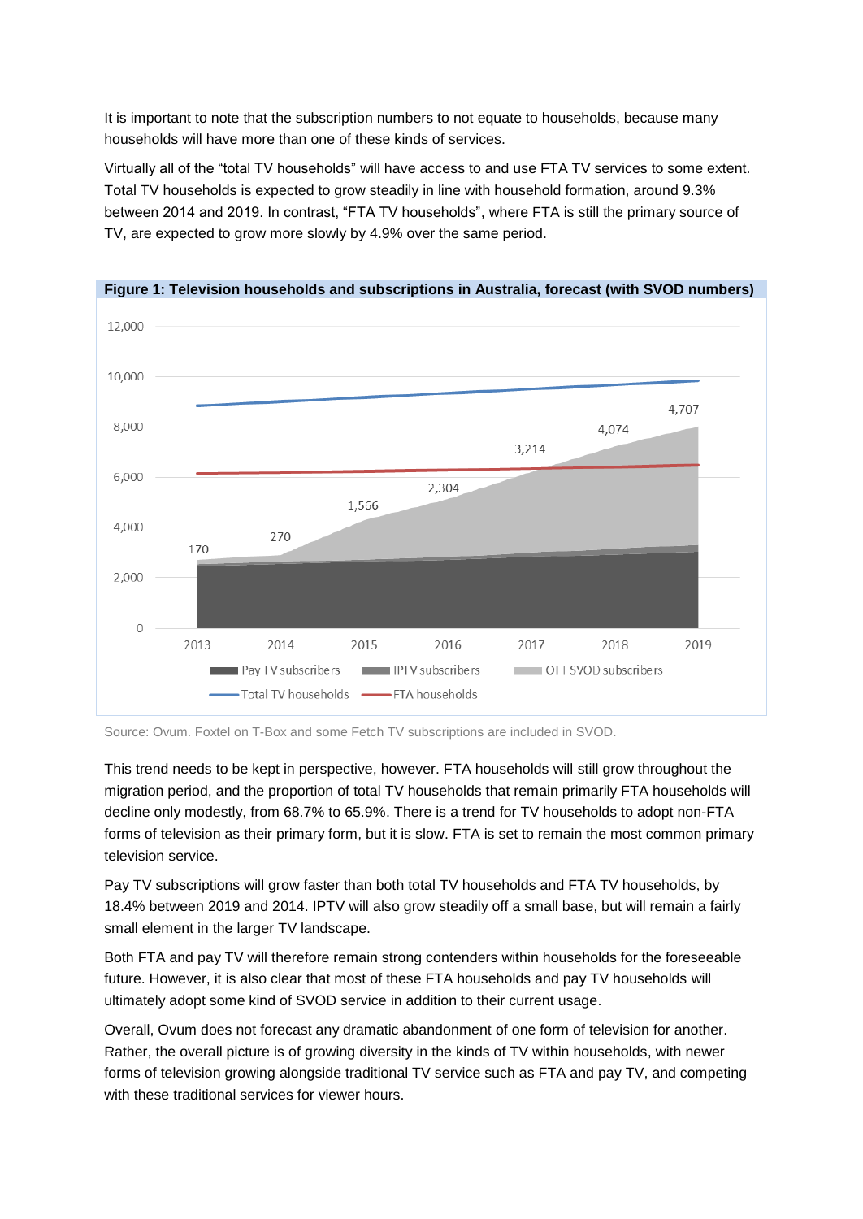It is important to note that the subscription numbers to not equate to households, because many households will have more than one of these kinds of services.

Virtually all of the "total TV households" will have access to and use FTA TV services to some extent. Total TV households is expected to grow steadily in line with household formation, around 9.3% between 2014 and 2019. In contrast, "FTA TV households", where FTA is still the primary source of TV, are expected to grow more slowly by 4.9% over the same period.

**Figure 1: Television households and subscriptions in Australia, forecast (with SVOD numbers)**

Source: Ovum. Foxtel on T-Box and some Fetch TV subscriptions are included in SVOD.

This trend needs to be kept in perspective, however. FTA households will still grow throughout the migration period, and the proportion of total TV households that remain primarily FTA households will decline only modestly, from 68.7% to 65.9%. There is a trend for TV households to adopt non-FTA forms of television as their primary form, but it is slow. FTA is set to remain the most common primary television service.

Pay TV subscriptions will grow faster than both total TV households and FTA TV households, by 18.4% between 2019 and 2014. IPTV will also grow steadily off a small base, but will remain a fairly small element in the larger TV landscape.

Both FTA and pay TV will therefore remain strong contenders within households for the foreseeable future. However, it is also clear that most of these FTA households and pay TV households will ultimately adopt some kind of SVOD service in addition to their current usage.

Overall, Ovum does not forecast any dramatic abandonment of one form of television for another. Rather, the overall picture is of growing diversity in the kinds of TV within households, with newer forms of television growing alongside traditional TV service such as FTA and pay TV, and competing with these traditional services for viewer hours.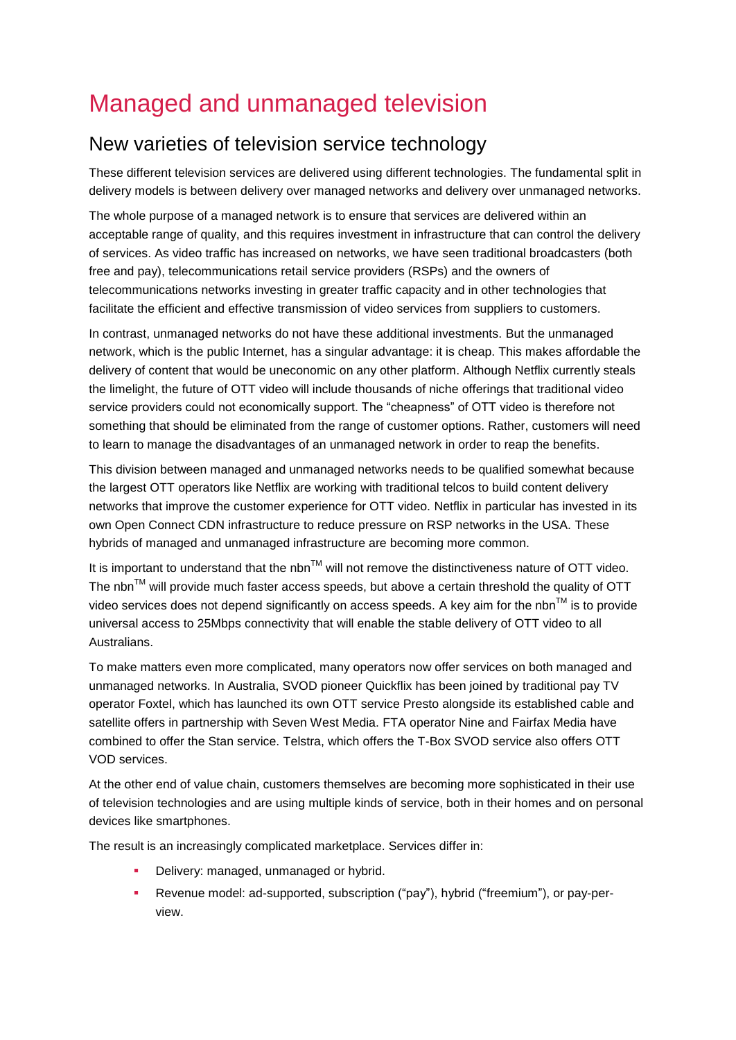# Managed and unmanaged television

## New varieties of television service technology

These different television services are delivered using different technologies. The fundamental split in delivery models is between delivery over managed networks and delivery over unmanaged networks.

The whole purpose of a managed network is to ensure that services are delivered within an acceptable range of quality, and this requires investment in infrastructure that can control the delivery of services. As video traffic has increased on networks, we have seen traditional broadcasters (both free and pay), telecommunications retail service providers (RSPs) and the owners of telecommunications networks investing in greater traffic capacity and in other technologies that facilitate the efficient and effective transmission of video services from suppliers to customers.

In contrast, unmanaged networks do not have these additional investments. But the unmanaged network, which is the public Internet, has a singular advantage: it is cheap. This makes affordable the delivery of content that would be uneconomic on any other platform. Although Netflix currently steals the limelight, the future of OTT video will include thousands of niche offerings that traditional video service providers could not economically support. The "cheapness" of OTT video is therefore not something that should be eliminated from the range of customer options. Rather, customers will need to learn to manage the disadvantages of an unmanaged network in order to reap the benefits.

This division between managed and unmanaged networks needs to be qualified somewhat because the largest OTT operators like Netflix are working with traditional telcos to build content delivery networks that improve the customer experience for OTT video. Netflix in particular has invested in its own Open Connect CDN infrastructure to reduce pressure on RSP networks in the USA. These hybrids of managed and unmanaged infrastructure are becoming more common.

It is important to understand that the nbn™ will not remove the distinctiveness nature of OTT video. The nbn™ will provide much faster access speeds, but above a certain threshold the quality of OTT video services does not depend significantly on access speeds. A key aim for the nbn™ is to provide universal access to 25Mbps connectivity that will enable the stable delivery of OTT video to all Australians.

To make matters even more complicated, many operators now offer services on both managed and unmanaged networks. In Australia, SVOD pioneer Quickflix has been joined by traditional pay TV operator Foxtel, which has launched its own OTT service Presto alongside its established cable and satellite offers in partnership with Seven West Media. FTA operator Nine and Fairfax Media have combined to offer the Stan service. Telstra, which offers the T-Box SVOD service also offers OTT VOD services.

At the other end of value chain, customers themselves are becoming more sophisticated in their use of television technologies and are using multiple kinds of service, both in their homes and on personal devices like smartphones.

The result is an increasingly complicated marketplace. Services differ in:

- Delivery: managed, unmanaged or hybrid.
- Revenue model: ad-supported, subscription ("pay"), hybrid ("freemium"), or pay-per-view.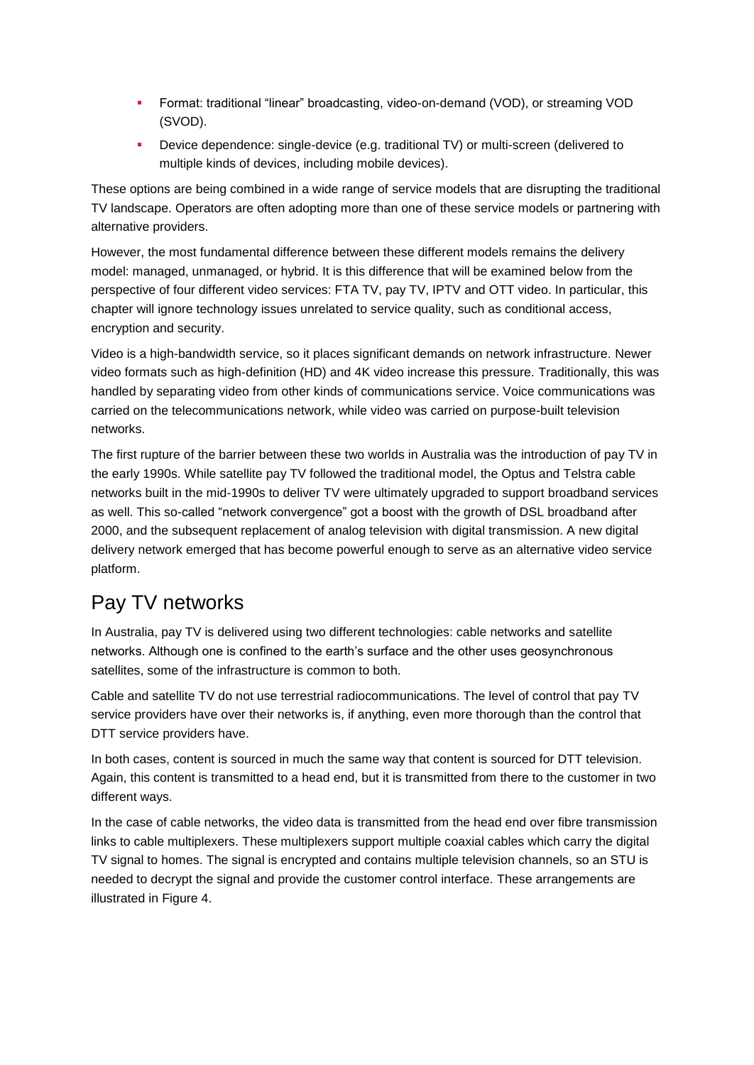- Format: traditional "linear" broadcasting, video-on-demand (VOD), or streaming VOD (SVOD).
- Device dependence: single-device (e.g. traditional TV) or multi-screen (delivered to multiple kinds of devices, including mobile devices).

These options are being combined in a wide range of service models that are disrupting the traditional TV landscape. Operators are often adopting more than one of these service models or partnering with alternative providers.

However, the most fundamental difference between these different models remains the delivery model: managed, unmanaged, or hybrid. It is this difference that will be examined below from the perspective of four different video services: FTA TV, pay TV, IPTV and OTT video. In particular, this chapter will ignore technology issues unrelated to service quality, such as conditional access, encryption and security.

Video is a high-bandwidth service, so it places significant demands on network infrastructure. Newer video formats such as high-definition (HD) and 4K video increase this pressure. Traditionally, this was handled by separating video from other kinds of communications service. Voice communications was carried on the telecommunications network, while video was carried on purpose-built television networks.

The first rupture of the barrier between these two worlds in Australia was the introduction of pay TV in the early 1990s. While satellite pay TV followed the traditional model, the Optus and Telstra cable networks built in the mid-1990s to deliver TV were ultimately upgraded to support broadband services as well. This so-called "network convergence" got a boost with the growth of DSL broadband after 2000, and the subsequent replacement of analog television with digital transmission. A new digital delivery network emerged that has become powerful enough to serve as an alternative video service platform.

## Pay TV networks

In Australia, pay TV is delivered using two different technologies: cable networks and satellite networks. Although one is confined to the earth's surface and the other uses geosynchronous satellites, some of the infrastructure is common to both.

Cable and satellite TV do not use terrestrial radiocommunications. The level of control that pay TV service providers have over their networks is, if anything, even more thorough than the control that DTT service providers have.

In both cases, content is sourced in much the same way that content is sourced for DTT television. Again, this content is transmitted to a head end, but it is transmitted from there to the customer in two different ways.

In the case of cable networks, the video data is transmitted from the head end over fibre transmission links to cable multiplexers. These multiplexers support multiple coaxial cables which carry the digital TV signal to homes. The signal is encrypted and contains multiple television channels, so an STU is needed to decrypt the signal and provide the customer control interface. These arrangements are illustrated in Figure 4.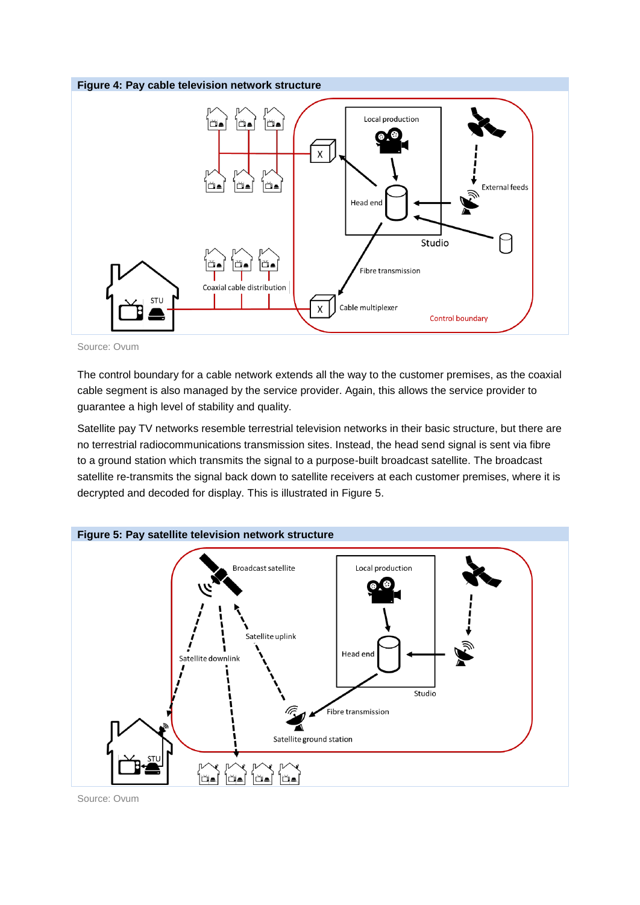**Figure 4: Pay cable television network structure**

Source: Ovum

The control boundary for a cable network extends all the way to the customer premises, as the coaxial cable segment is also managed by the service provider. Again, this allows the service provider to guarantee a high level of stability and quality.

Satellite pay TV networks resemble terrestrial television networks in their basic structure, but there are no terrestrial radiocommunications transmission sites. Instead, the head send signal is sent via fibre to a ground station which transmits the signal to a purpose-built broadcast satellite. The broadcast satellite re-transmits the signal back down to satellite receivers at each customer premises, where it is decrypted and decoded for display. This is illustrated in Figure 5.

**Figure 5: Pay satellite television network structure**

Source: Ovum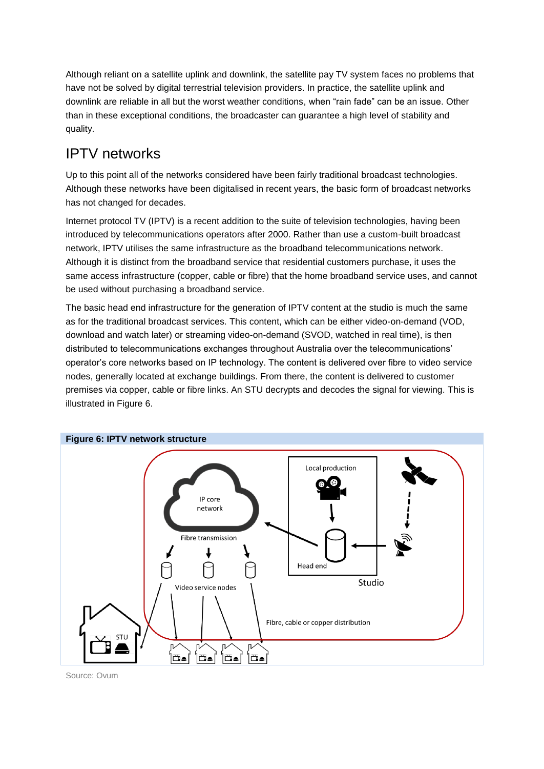Although reliant on a satellite uplink and downlink, the satellite pay TV system faces no problems that have not be solved by digital terrestrial television providers. In practice, the satellite uplink and downlink are reliable in all but the worst weather conditions, when "rain fade" can be an issue. Other than in these exceptional conditions, the broadcaster can guarantee a high level of stability and quality.

## IPTV networks

Up to this point all of the networks considered have been fairly traditional broadcast technologies. Although these networks have been digitalised in recent years, the basic form of broadcast networks has not changed for decades.

Internet protocol TV (IPTV) is a recent addition to the suite of television technologies, having been introduced by telecommunications operators after 2000. Rather than use a custom-built broadcast network, IPTV utilises the same infrastructure as the broadband telecommunications network. Although it is distinct from the broadband service that residential customers purchase, it uses the same access infrastructure (copper, cable or fibre) that the home broadband service uses, and cannot be used without purchasing a broadband service.

The basic head end infrastructure for the generation of IPTV content at the studio is much the same as for the traditional broadcast services. This content, which can be either video-on-demand (VOD, download and watch later) or streaming video-on-demand (SVOD, watched in real time), is then distributed to telecommunications exchanges throughout Australia over the telecommunications' operator's core networks based on IP technology. The content is delivered over fibre to video service nodes, generally located at exchange buildings. From there, the content is delivered to customer premises via copper, cable or fibre links. An STU decrypts and decodes the signal for viewing. This is illustrated in Figure 6.

**Figure 6: IPTV network structure**

Source: Ovum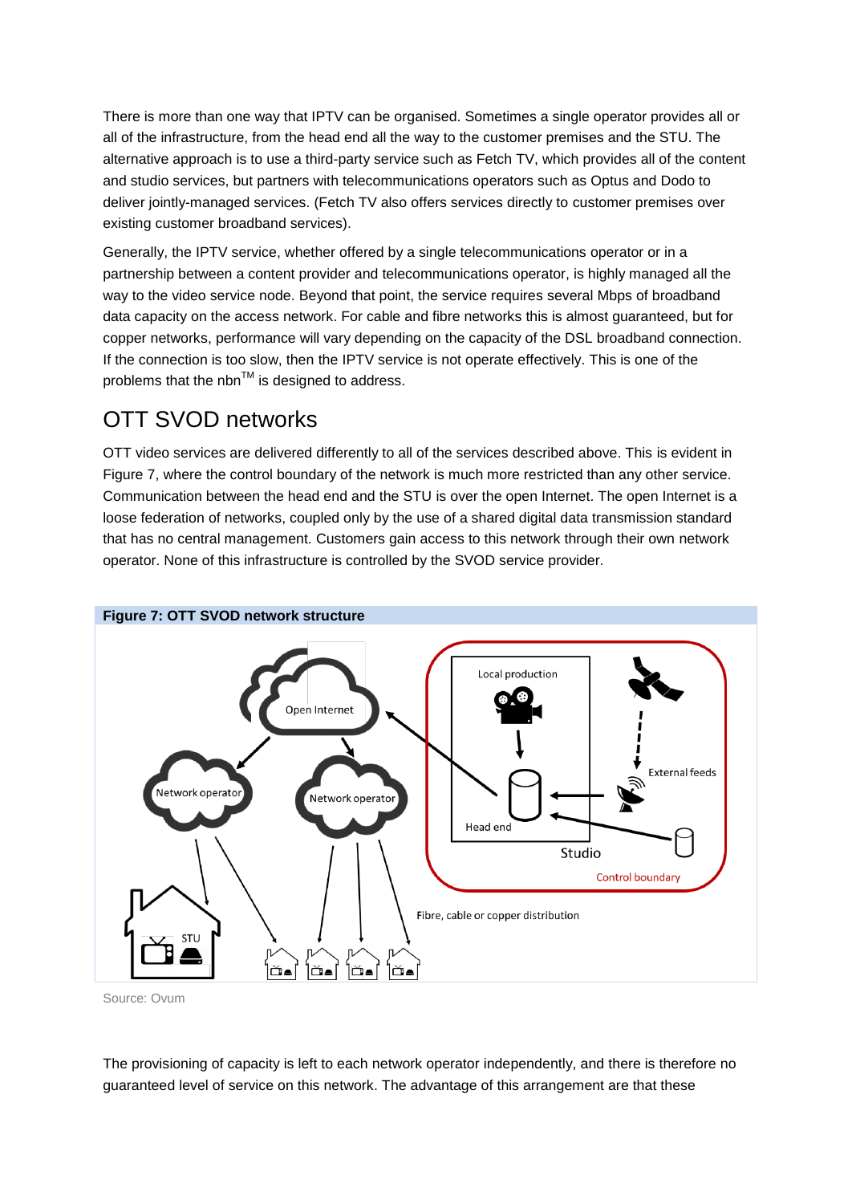There is more than one way that IPTV can be organised. Sometimes a single operator provides all or all of the infrastructure, from the head end all the way to the customer premises and the STU. The alternative approach is to use a third-party service such as Fetch TV, which provides all of the content and studio services, but partners with telecommunications operators such as Optus and Dodo to deliver jointly-managed services. (Fetch TV also offers services directly to customer premises over existing customer broadband services).

Generally, the IPTV service, whether offered by a single telecommunications operator or in a partnership between a content provider and telecommunications operator, is highly managed all the way to the video service node. Beyond that point, the service requires several Mbps of broadband data capacity on the access network. For cable and fibre networks this is almost guaranteed, but for copper networks, performance will vary depending on the capacity of the DSL broadband connection. If the connection is too slow, then the IPTV service is not operate effectively. This is one of the problems that the nbn™ is designed to address.

## OTT SVOD networks

OTT video services are delivered differently to all of the services described above. This is evident in Figure 7, where the control boundary of the network is much more restricted than any other service. Communication between the head end and the STU is over the open Internet. The open Internet is a loose federation of networks, coupled only by the use of a shared digital data transmission standard that has no central management. Customers gain access to this network through their own network operator. None of this infrastructure is controlled by the SVOD service provider.

**Figure 7: OTT SVOD network structure**

Source: Ovum

The provisioning of capacity is left to each network operator independently, and there is therefore no guaranteed level of service on this network. The advantage of this arrangement are that these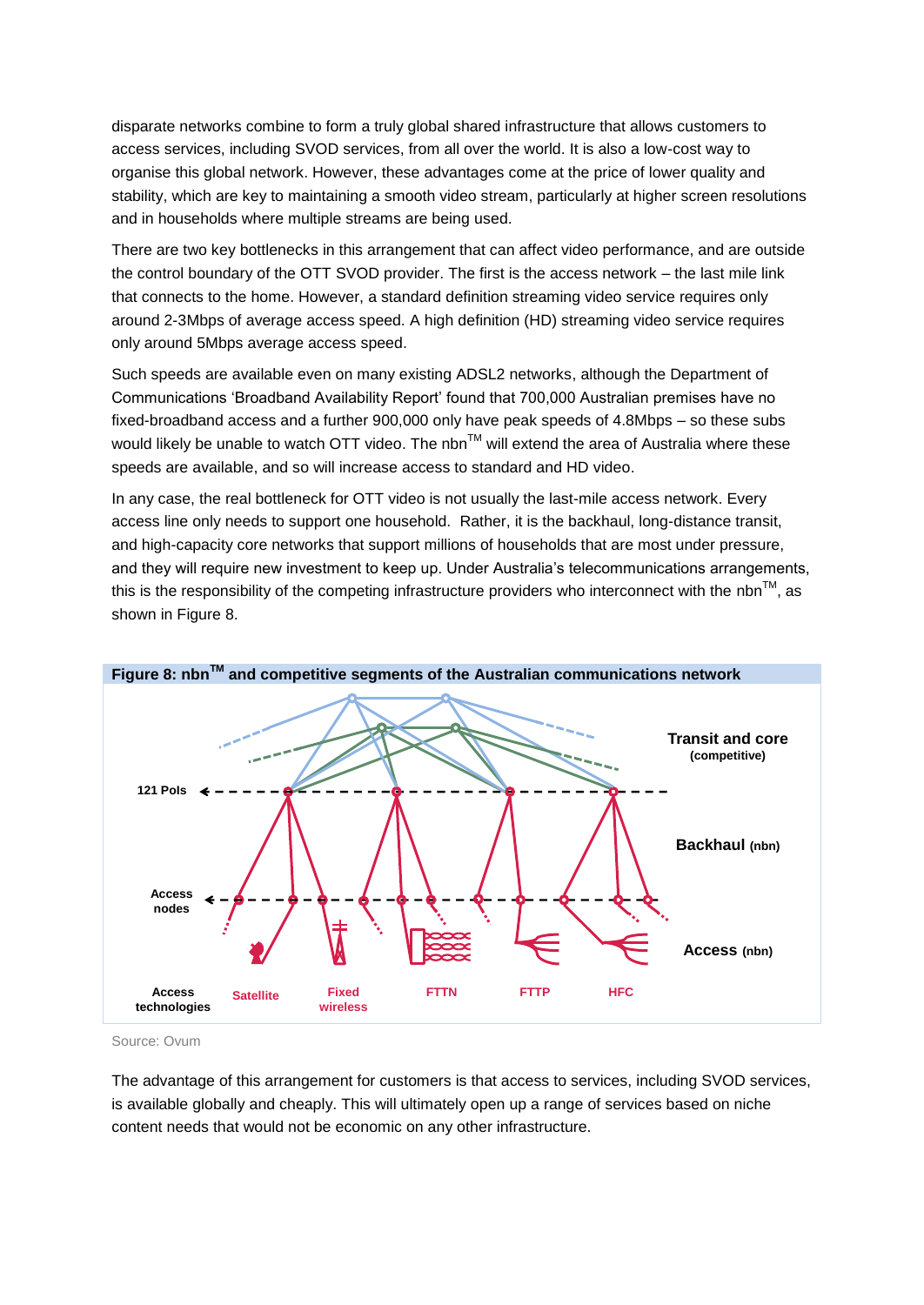disparate networks combine to form a truly global shared infrastructure that allows customers to access services, including SVOD services, from all over the world. It is also a low-cost way to organise this global network. However, these advantages come at the price of lower quality and stability, which are key to maintaining a smooth video stream, particularly at higher screen resolutions and in households where multiple streams are being used.

There are two key bottlenecks in this arrangement that can affect video performance, and are outside the control boundary of the OTT SVOD provider. The first is the access network – the last mile link that connects to the home. However, a standard definition streaming video service requires only around 2-3Mbps of average access speed. A high definition (HD) streaming video service requires only around 5Mbps average access speed.

Such speeds are available even on many existing ADSL2 networks, although the Department of Communications 'Broadband Availability Report' found that 700,000 Australian premises have no fixed-broadband access and a further 900,000 only have peak speeds of 4.8Mbps – so these subs would likely be unable to watch OTT video. The nbn™ will extend the area of Australia where these speeds are available, and so will increase access to standard and HD video.

In any case, the real bottleneck for OTT video is not usually the last-mile access network. Every access line only needs to support one household. Rather, it is the backhaul, long-distance transit, and high-capacity core networks that support millions of households that are most under pressure, and they will require new investment to keep up. Under Australia's telecommunications arrangements, this is the responsibility of the competing infrastructure providers who interconnect with the nbn™, as shown in Figure 8.

**Figure 8: nbn™ and competitive segments of the Australian communications network**

Source: Ovum

The advantage of this arrangement for customers is that access to services, including SVOD services, is available globally and cheaply. This will ultimately open up a range of services based on niche content needs that would not be economic on any other infrastructure.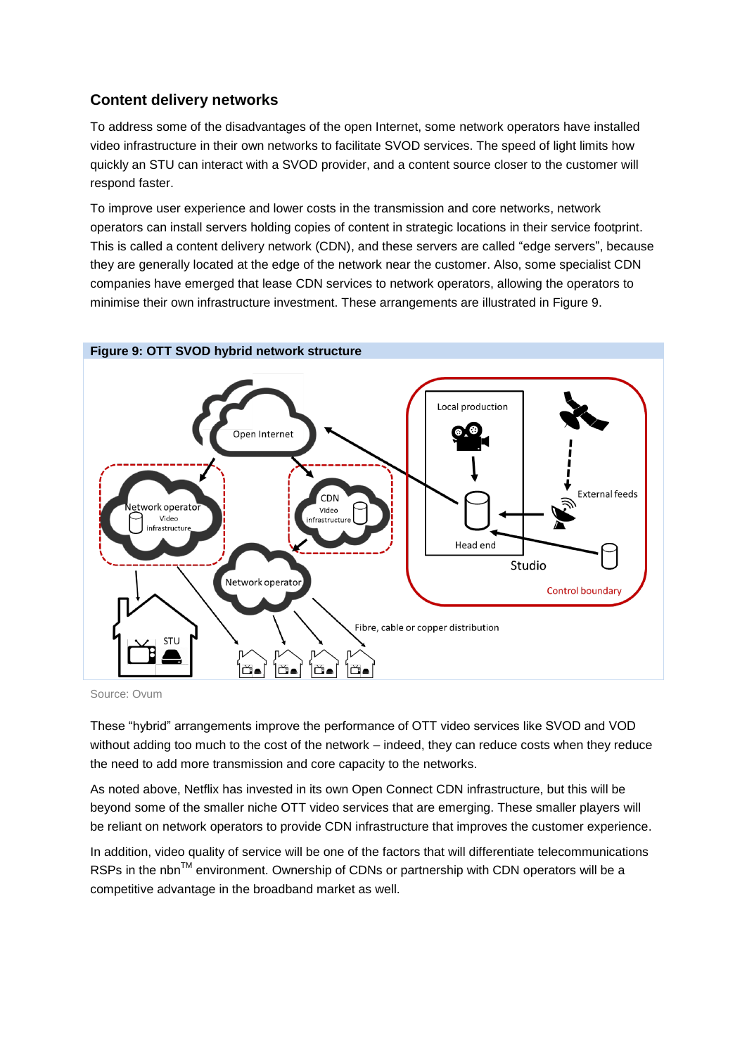## Content delivery networks

To address some of the disadvantages of the open Internet, some network operators have installed video infrastructure in their own networks to facilitate SVOD services. The speed of light limits how quickly an STU can interact with a SVOD provider, and a content source closer to the customer will respond faster.

To improve user experience and lower costs in the transmission and core networks, network operators can install servers holding copies of content in strategic locations in their service footprint. This is called a content delivery network (CDN), and these servers are called "edge servers", because they are generally located at the edge of the network near the customer. Also, some specialist CDN companies have emerged that lease CDN services to network operators, allowing the operators to minimise their own infrastructure investment. These arrangements are illustrated in Figure 9.

**Figure 9: OTT SVOD hybrid network structure**

Source: Ovum

These "hybrid" arrangements improve the performance of OTT video services like SVOD and VOD without adding too much to the cost of the network – indeed, they can reduce costs when they reduce the need to add more transmission and core capacity to the networks.

As noted above, Netflix has invested in its own Open Connect CDN infrastructure, but this will be beyond some of the smaller niche OTT video services that are emerging. These smaller players will be reliant on network operators to provide CDN infrastructure that improves the customer experience.

In addition, video quality of service will be one of the factors that will differentiate telecommunications RSPs in the nbn™ environment. Ownership of CDNs or partnership with CDN operators will be a competitive advantage in the broadband market as well.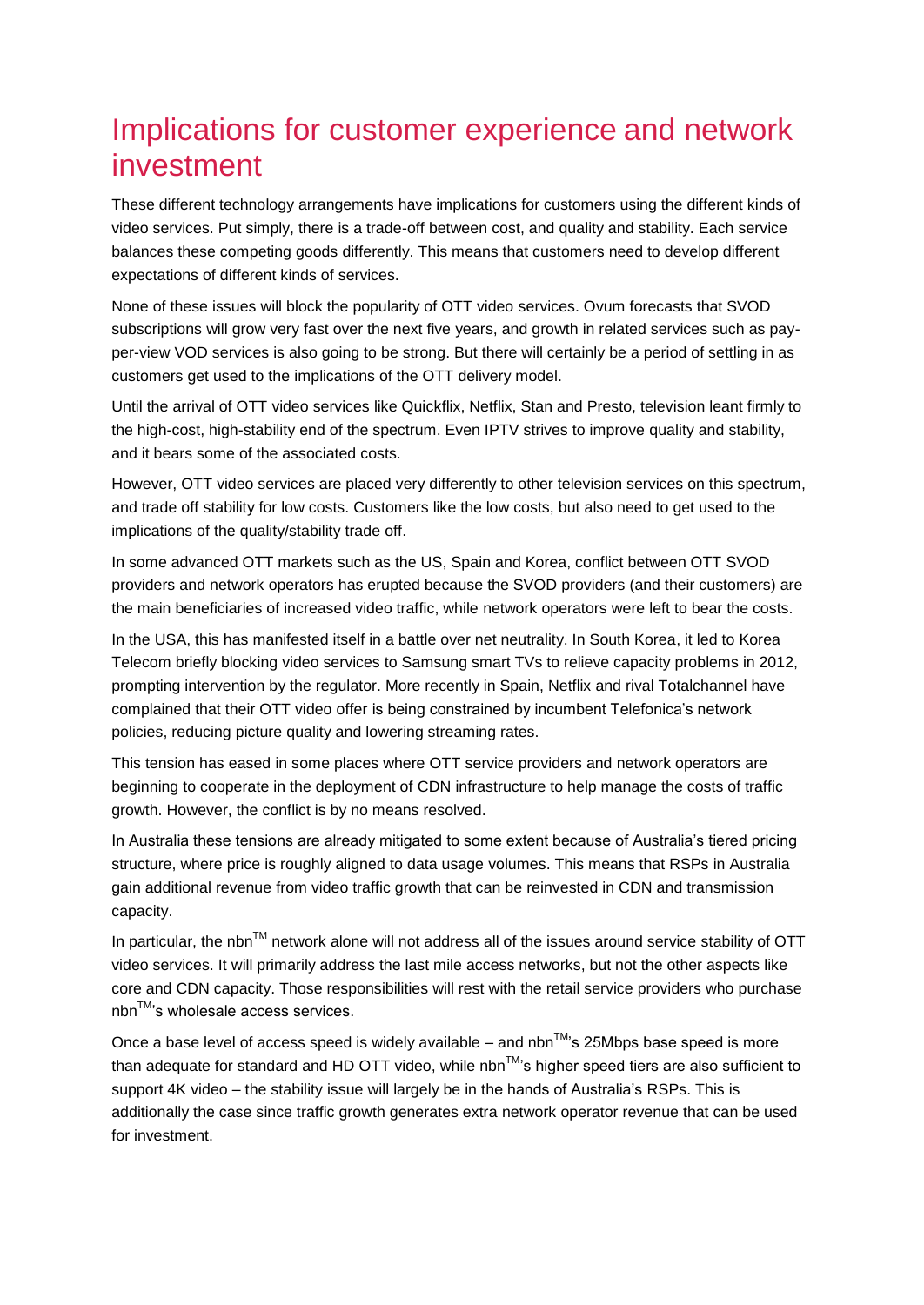# Implications for customer experience and network investment

These different technology arrangements have implications for customers using the different kinds of video services. Put simply, there is a trade-off between cost, and quality and stability. Each service balances these competing goods differently. This means that customers need to develop different expectations of different kinds of services.

None of these issues will block the popularity of OTT video services. Ovum forecasts that SVOD subscriptions will grow very fast over the next five years, and growth in related services such as pay-per-view VOD services is also going to be strong. But there will certainly be a period of settling in as customers get used to the implications of the OTT delivery model.

Until the arrival of OTT video services like Quickflix, Netflix, Stan and Presto, television leant firmly to the high-cost, high-stability end of the spectrum. Even IPTV strives to improve quality and stability, and it bears some of the associated costs.

However, OTT video services are placed very differently to other television services on this spectrum, and trade off stability for low costs. Customers like the low costs, but also need to get used to the implications of the quality/stability trade off.

In some advanced OTT markets such as the US, Spain and Korea, conflict between OTT SVOD providers and network operators has erupted because the SVOD providers (and their customers) are the main beneficiaries of increased video traffic, while network operators were left to bear the costs.

In the USA, this has manifested itself in a battle over net neutrality. In South Korea, it led to Korea Telecom briefly blocking video services to Samsung smart TVs to relieve capacity problems in 2012, prompting intervention by the regulator. More recently in Spain, Netflix and rival Totalchannel have complained that their OTT video offer is being constrained by incumbent Telefonica's network policies, reducing picture quality and lowering streaming rates.

This tension has eased in some places where OTT service providers and network operators are beginning to cooperate in the deployment of CDN infrastructure to help manage the costs of traffic growth. However, the conflict is by no means resolved.

In Australia these tensions are already mitigated to some extent because of Australia's tiered pricing structure, where price is roughly aligned to data usage volumes. This means that RSPs in Australia gain additional revenue from video traffic growth that can be reinvested in CDN and transmission capacity.

In particular, the nbn™ network alone will not address all of the issues around service stability of OTT video services. It will primarily address the last mile access networks, but not the other aspects like core and CDN capacity. Those responsibilities will rest with the retail service providers who purchase nbn™'s wholesale access services.

Once a base level of access speed is widely available – and nbn™'s 25Mbps base speed is more than adequate for standard and HD OTT video, while nbn™'s higher speed tiers are also sufficient to support 4K video – the stability issue will largely be in the hands of Australia's RSPs. This is additionally the case since traffic growth generates extra network operator revenue that can be used for investment.